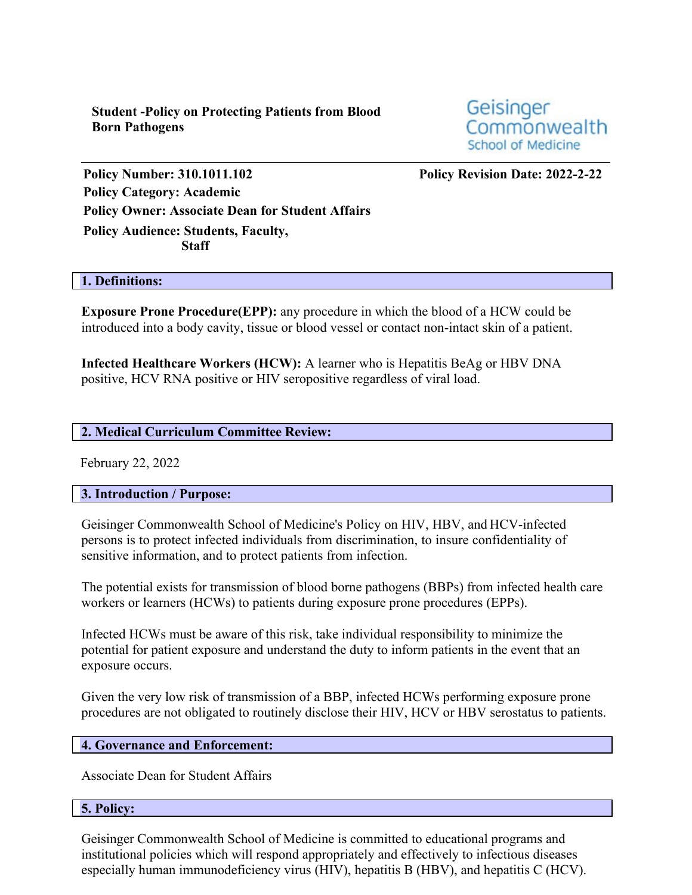**Student -Policy on Protecting Patients from Blood Born Pathogens**

Geisinger Commonwealth School of Medicine

**Policy Number: 310.1011.102**

**Policy Revision Date: 2022-2-22**

**Policy Category: Academic**

**Policy Owner: Associate Dean for Student Affairs**

**Policy Audience: Students, Faculty, Staff**

## 1. Definitions:

**Exposure Prone Procedure(EPP):** any procedure in which the blood of a HCW could be introduced into a body cavity, tissue or blood vessel or contact non-intact skin of a patient.

**Infected Healthcare Workers (HCW):** A learner who is Hepatitis BeAg or HBV DNA positive, HCV RNA positive or HIV seropositive regardless of viral load.

## 2. Medical Curriculum Committee Review:

February 22, 2022

## 3. Introduction / Purpose:

Geisinger Commonwealth School of Medicine's Policy on HIV, HBV, and HCV-infected persons is to protect infected individuals from discrimination, to insure confidentiality of sensitive information, and to protect patients from infection.

The potential exists for transmission of blood borne pathogens (BBPs) from infected health care workers or learners (HCWs) to patients during exposure prone procedures (EPPs).

Infected HCWs must be aware of this risk, take individual responsibility to minimize the potential for patient exposure and understand the duty to inform patients in the event that an exposure occurs.

Given the very low risk of transmission of a BBP, infected HCWs performing exposure prone procedures are not obligated to routinely disclose their HIV, HCV or HBV serostatus to patients.

## 4. Governance and Enforcement:

Associate Dean for Student Affairs

## 5. Policy:

Geisinger Commonwealth School of Medicine is committed to educational programs and institutional policies which will respond appropriately and effectively to infectious diseases especially human immunodeficiency virus (HIV), hepatitis B (HBV), and hepatitis C (HCV).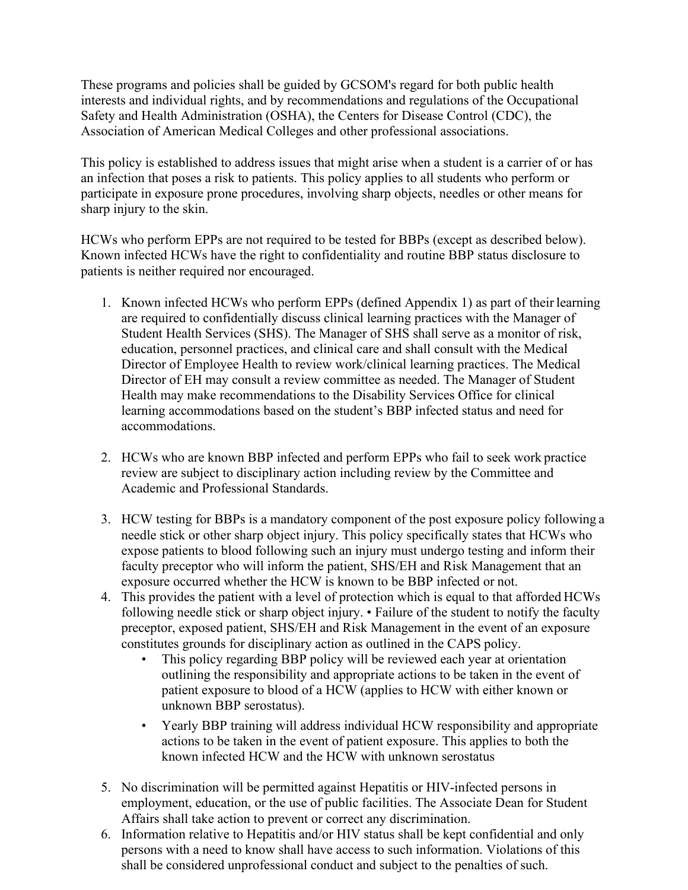These programs and policies shall be guided by GCSOM's regard for both public health interests and individual rights, and by recommendations and regulations of the Occupational Safety and Health Administration (OSHA), the Centers for Disease Control (CDC), the Association of American Medical Colleges and other professional associations.

This policy is established to address issues that might arise when a student is a carrier of or has an infection that poses a risk to patients. This policy applies to all students who perform or participate in exposure prone procedures, involving sharp objects, needles or other means for sharp injury to the skin.

HCWs who perform EPPs are not required to be tested for BBPs (except as described below). Known infected HCWs have the right to confidentiality and routine BBP status disclosure to patients is neither required nor encouraged.

1. Known infected HCWs who perform EPPs (defined Appendix 1) as part of their learning are required to confidentially discuss clinical learning practices with the Manager of Student Health Services (SHS). The Manager of SHS shall serve as a monitor of risk, education, personnel practices, and clinical care and shall consult with the Medical Director of Employee Health to review work/clinical learning practices. The Medical Director of EH may consult a review committee as needed. The Manager of Student Health may make recommendations to the Disability Services Office for clinical learning accommodations based on the student's BBP infected status and need for accommodations.

2. HCWs who are known BBP infected and perform EPPs who fail to seek work practice review are subject to disciplinary action including review by the Committee and Academic and Professional Standards.

3. HCW testing for BBPs is a mandatory component of the post exposure policy following a needle stick or other sharp object injury. This policy specifically states that HCWs who expose patients to blood following such an injury must undergo testing and inform their faculty preceptor who will inform the patient, SHS/EH and Risk Management that an exposure occurred whether the HCW is known to be BBP infected or not.
4. This provides the patient with a level of protection which is equal to that afforded HCWs following needle stick or sharp object injury. • Failure of the student to notify the faculty preceptor, exposed patient, SHS/EH and Risk Management in the event of an exposure constitutes grounds for disciplinary action as outlined in the CAPS policy.
   - This policy regarding BBP policy will be reviewed each year at orientation outlining the responsibility and appropriate actions to be taken in the event of patient exposure to blood of a HCW (applies to HCW with either known or unknown BBP serostatus).
   - Yearly BBP training will address individual HCW responsibility and appropriate actions to be taken in the event of patient exposure. This applies to both the known infected HCW and the HCW with unknown serostatus

5. No discrimination will be permitted against Hepatitis or HIV-infected persons in employment, education, or the use of public facilities. The Associate Dean for Student Affairs shall take action to prevent or correct any discrimination.
6. Information relative to Hepatitis and/or HIV status shall be kept confidential and only persons with a need to know shall have access to such information. Violations of this shall be considered unprofessional conduct and subject to the penalties of such.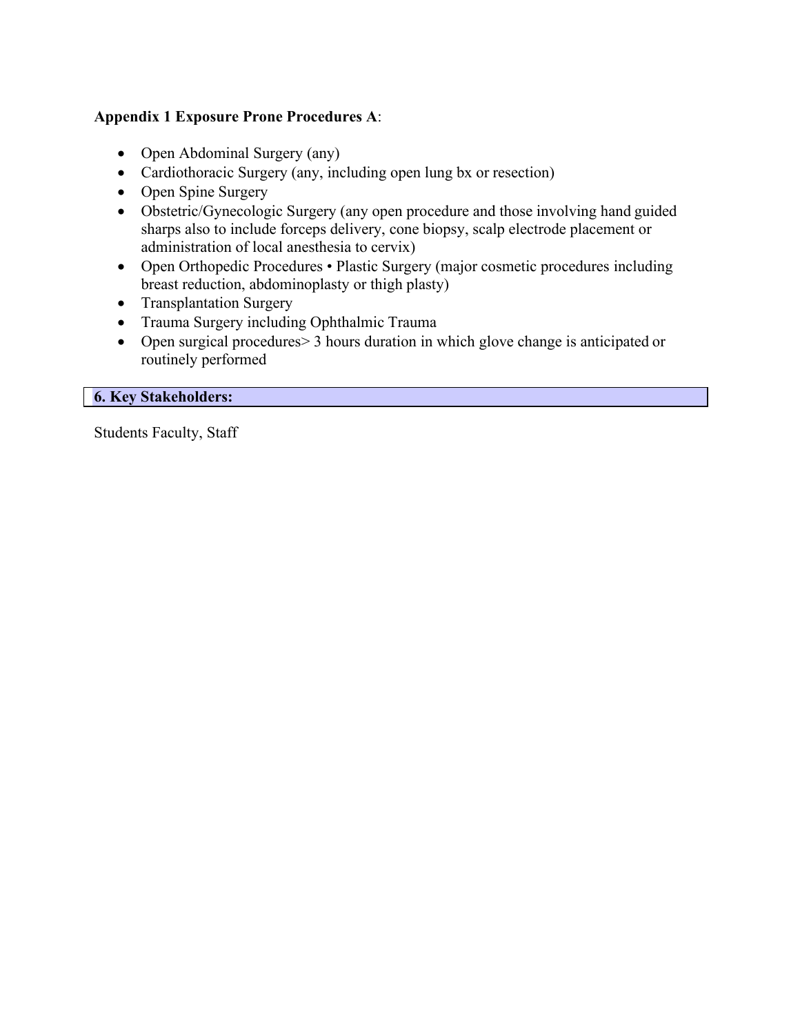**Appendix 1 Exposure Prone Procedures A**:

- Open Abdominal Surgery (any)
- Cardiothoracic Surgery (any, including open lung bx or resection)
- Open Spine Surgery
- Obstetric/Gynecologic Surgery (any open procedure and those involving hand guided sharps also to include forceps delivery, cone biopsy, scalp electrode placement or administration of local anesthesia to cervix)
- Open Orthopedic Procedures • Plastic Surgery (major cosmetic procedures including breast reduction, abdominoplasty or thigh plasty)
- Transplantation Surgery
- Trauma Surgery including Ophthalmic Trauma
- Open surgical procedures> 3 hours duration in which glove change is anticipated or routinely performed

## 6. Key Stakeholders:

Students Faculty, Staff